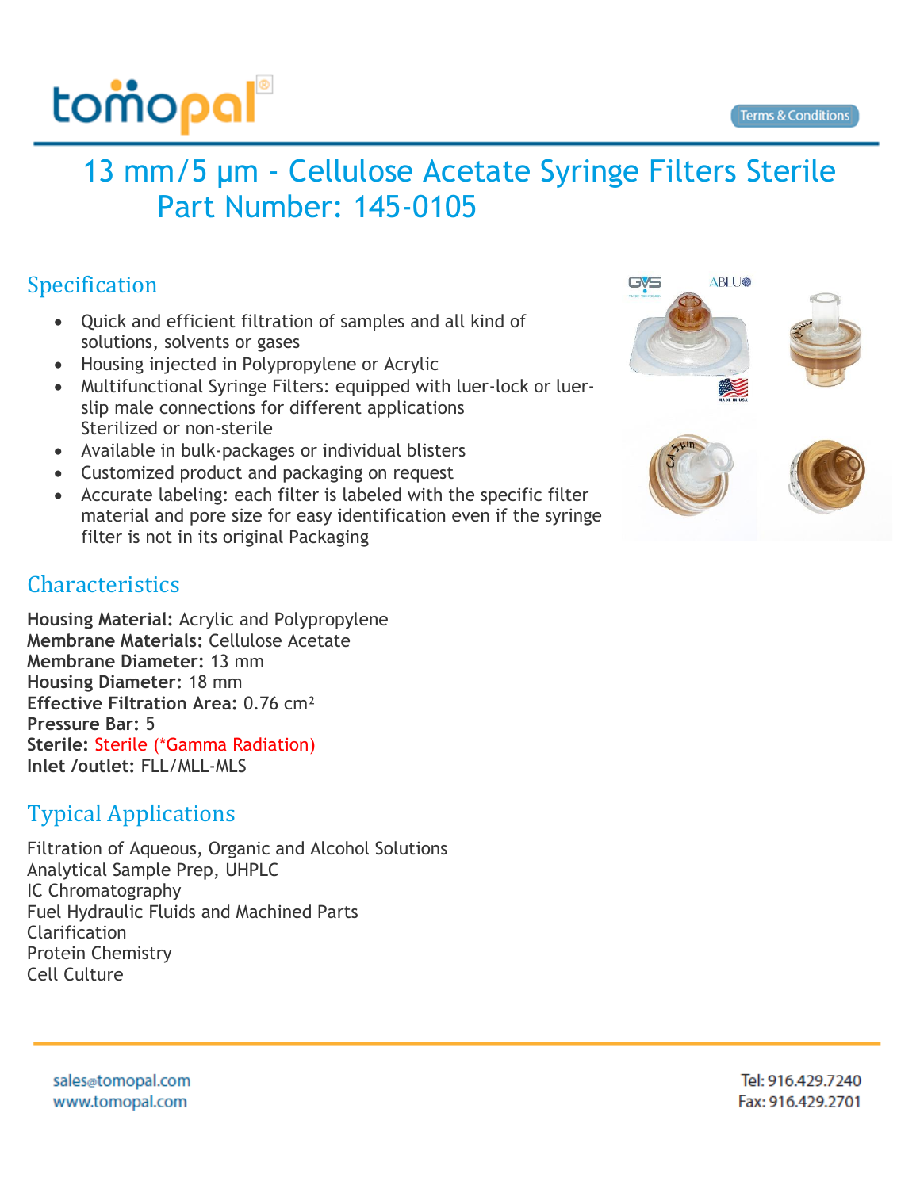# 13 mm/5 µm - Cellulose Acetate Syringe Filters Sterile
# Part Number: 145-0105

## Specification

- Quick and efficient filtration of samples and all kind of solutions, solvents or gases
- Housing injected in Polypropylene or Acrylic
- Multifunctional Syringe Filters: equipped with luer-lock or luer-slip male connections for different applications Sterilized or non-sterile
- Available in bulk-packages or individual blisters
- Customized product and packaging on request
- Accurate labeling: each filter is labeled with the specific filter material and pore size for easy identification even if the syringe filter is not in its original Packaging

## Characteristics

**Housing Material:** Acrylic and Polypropylene
**Membrane Materials:** Cellulose Acetate
**Membrane Diameter:** 13 mm
**Housing Diameter:** 18 mm
**Effective Filtration Area:** 0.76 cm$^2$
**Pressure Bar:** 5
**Sterile:** Sterile (*Gamma Radiation)
**Inlet /outlet:** FLL/MLL-MLS

## Typical Applications

Filtration of Aqueous, Organic and Alcohol Solutions
Analytical Sample Prep, UHPLC
IC Chromatography
Fuel Hydraulic Fluids and Machined Parts
Clarification
Protein Chemistry
Cell Culture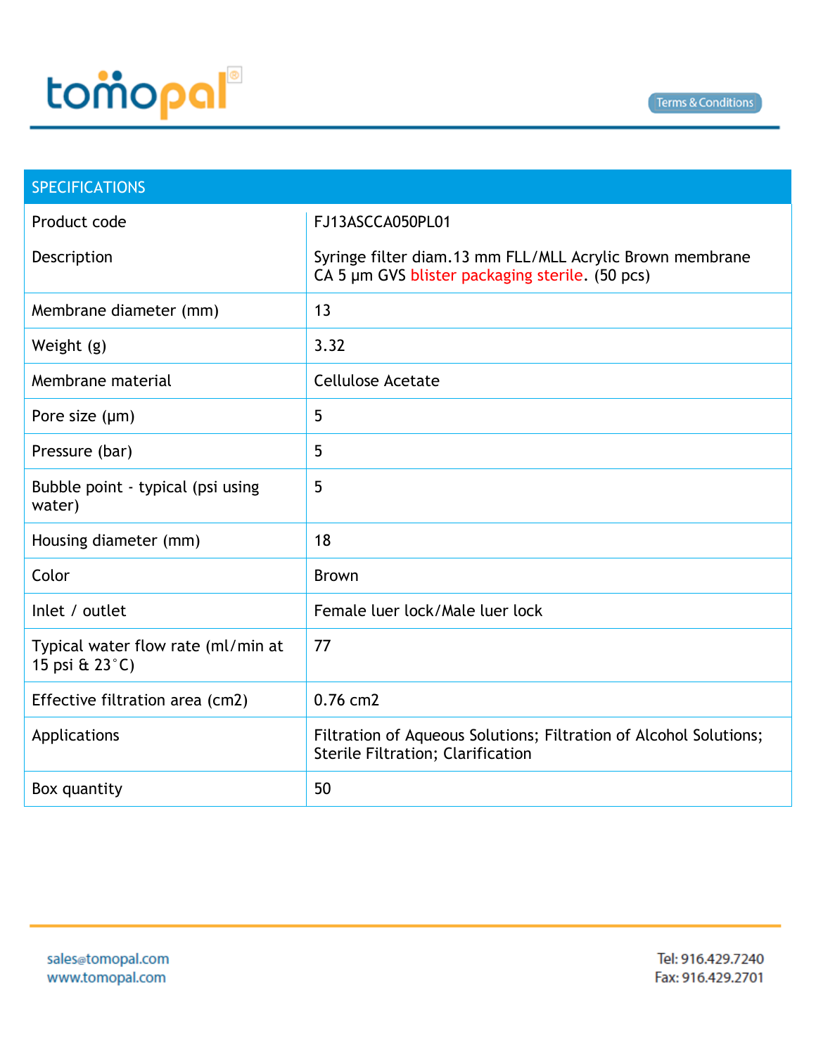tomopal

Terms & Conditions

| SPECIFICATIONS | |
|---|---|
| Product code | FJ13ASCCA050PL01 |
| Description | Syringe filter diam.13 mm FLL/MLL Acrylic Brown membrane CA 5 µm GVS blister packaging sterile. (50 pcs) |
| Membrane diameter (mm) | 13 |
| Weight (g) | 3.32 |
| Membrane material | Cellulose Acetate |
| Pore size (µm) | 5 |
| Pressure (bar) | 5 |
| Bubble point - typical (psi using water) | 5 |
| Housing diameter (mm) | 18 |
| Color | Brown |
| Inlet / outlet | Female luer lock/Male luer lock |
| Typical water flow rate (ml/min at 15 psi & 23°C) | 77 |
| Effective filtration area (cm2) | 0.76 cm2 |
| Applications | Filtration of Aqueous Solutions; Filtration of Alcohol Solutions; Sterile Filtration; Clarification |
| Box quantity | 50 |

sales@tomopal.com
www.tomopal.com

Tel: 916.429.7240
Fax: 916.429.2701